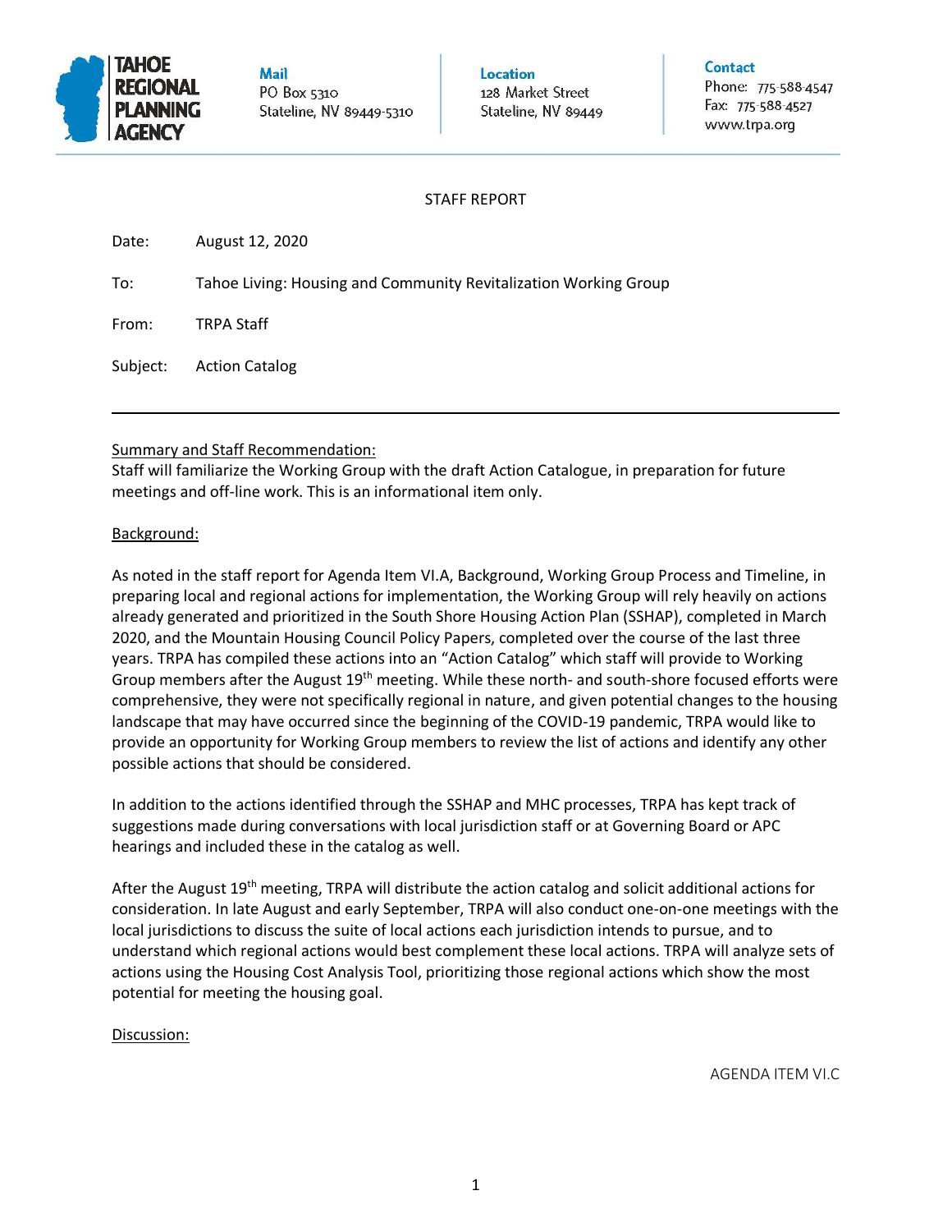**TAHOE REGIONAL PLANNING AGENCY**

**Mail**
PO Box 5310
Stateline, NV 89449-5310

**Location**
128 Market Street
Stateline, NV 89449

**Contact**
Phone: 775-588-4547
Fax: 775-588-4527
www.trpa.org

STAFF REPORT

Date: August 12, 2020

To: Tahoe Living: Housing and Community Revitalization Working Group

From: TRPA Staff

Subject: Action Catalog

---

Summary and Staff Recommendation:

Staff will familiarize the Working Group with the draft Action Catalogue, in preparation for future meetings and off-line work. This is an informational item only.

Background:

As noted in the staff report for Agenda Item VI.A, Background, Working Group Process and Timeline, in preparing local and regional actions for implementation, the Working Group will rely heavily on actions already generated and prioritized in the South Shore Housing Action Plan (SSHAP), completed in March 2020, and the Mountain Housing Council Policy Papers, completed over the course of the last three years. TRPA has compiled these actions into an "Action Catalog" which staff will provide to Working Group members after the August 19th meeting. While these north- and south-shore focused efforts were comprehensive, they were not specifically regional in nature, and given potential changes to the housing landscape that may have occurred since the beginning of the COVID-19 pandemic, TRPA would like to provide an opportunity for Working Group members to review the list of actions and identify any other possible actions that should be considered.

In addition to the actions identified through the SSHAP and MHC processes, TRPA has kept track of suggestions made during conversations with local jurisdiction staff or at Governing Board or APC hearings and included these in the catalog as well.

After the August 19th meeting, TRPA will distribute the action catalog and solicit additional actions for consideration. In late August and early September, TRPA will also conduct one-on-one meetings with the local jurisdictions to discuss the suite of local actions each jurisdiction intends to pursue, and to understand which regional actions would best complement these local actions. TRPA will analyze sets of actions using the Housing Cost Analysis Tool, prioritizing those regional actions which show the most potential for meeting the housing goal.

Discussion:

AGENDA ITEM VI.C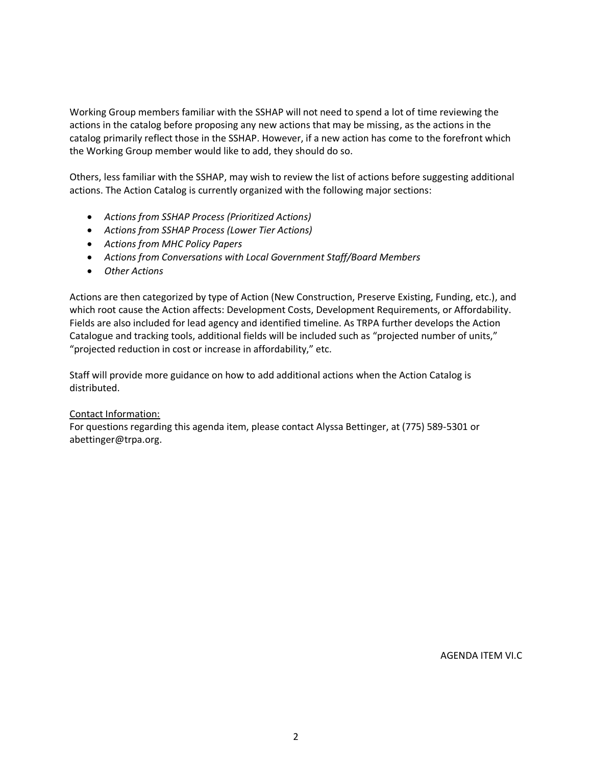Working Group members familiar with the SSHAP will not need to spend a lot of time reviewing the actions in the catalog before proposing any new actions that may be missing, as the actions in the catalog primarily reflect those in the SSHAP. However, if a new action has come to the forefront which the Working Group member would like to add, they should do so.

Others, less familiar with the SSHAP, may wish to review the list of actions before suggesting additional actions. The Action Catalog is currently organized with the following major sections:

- *Actions from SSHAP Process (Prioritized Actions)*
- *Actions from SSHAP Process (Lower Tier Actions)*
- *Actions from MHC Policy Papers*
- *Actions from Conversations with Local Government Staff/Board Members*
- *Other Actions*

Actions are then categorized by type of Action (New Construction, Preserve Existing, Funding, etc.), and which root cause the Action affects: Development Costs, Development Requirements, or Affordability. Fields are also included for lead agency and identified timeline. As TRPA further develops the Action Catalogue and tracking tools, additional fields will be included such as "projected number of units," "projected reduction in cost or increase in affordability," etc.

Staff will provide more guidance on how to add additional actions when the Action Catalog is distributed.

<u>Contact Information:</u>
For questions regarding this agenda item, please contact Alyssa Bettinger, at (775) 589-5301 or abettinger@trpa.org.

AGENDA ITEM VI.C